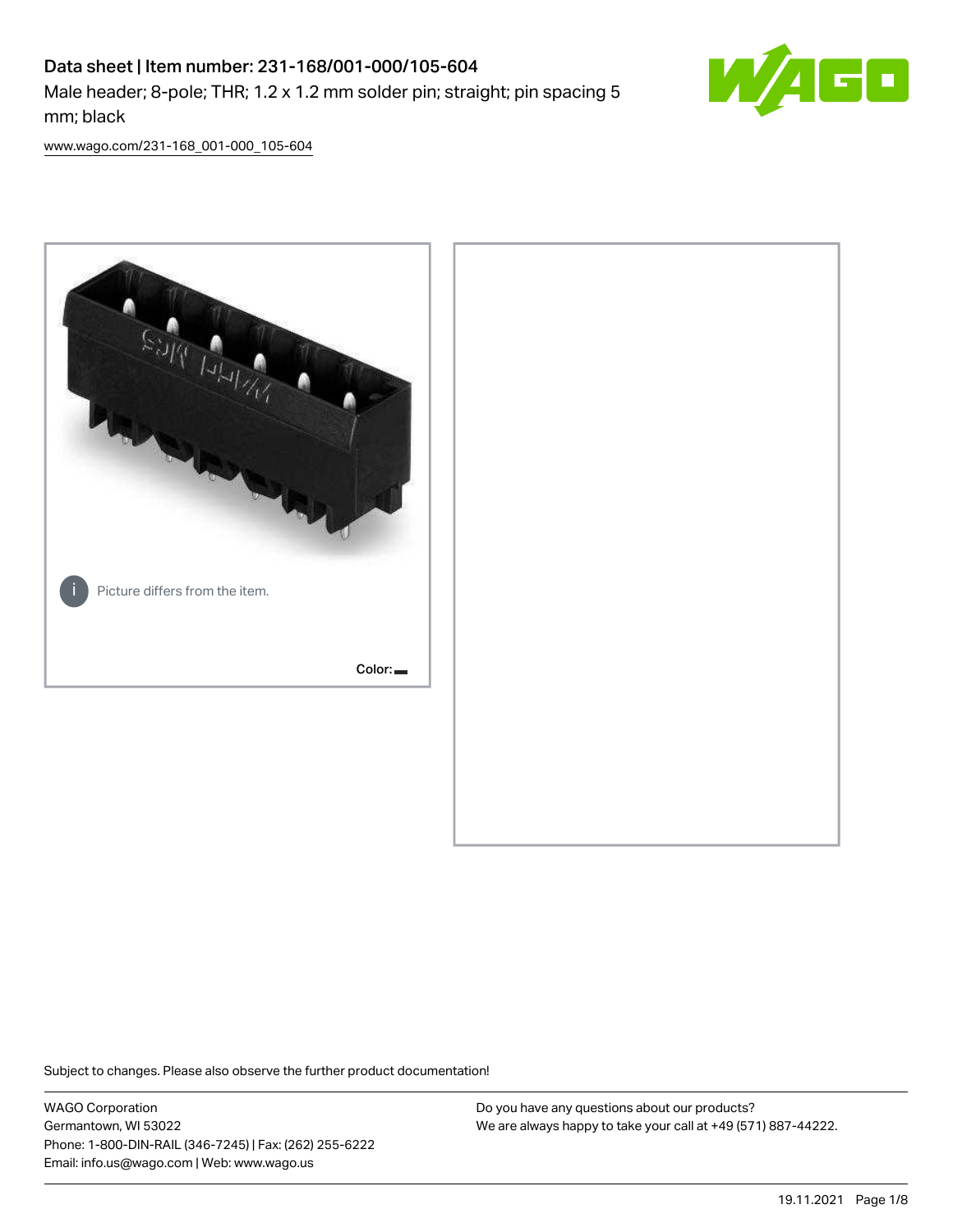# Data sheet | Item number: 231-168/001-000/105-604

Male header; 8-pole; THR; 1.2 x 1.2 mm solder pin; straight; pin spacing 5 mm; black

www.wago.com/231-168_001-000_105-604

Picture differs from the item.

Color:

Subject to changes. Please also observe the further product documentation!

WAGO Corporation
Germantown, WI 53022
Phone: 1-800-DIN-RAIL (346-7245) | Fax: (262) 255-6222
Email: info.us@wago.com | Web: www.wago.us

Do you have any questions about our products?
We are always happy to take your call at +49 (571) 887-44222.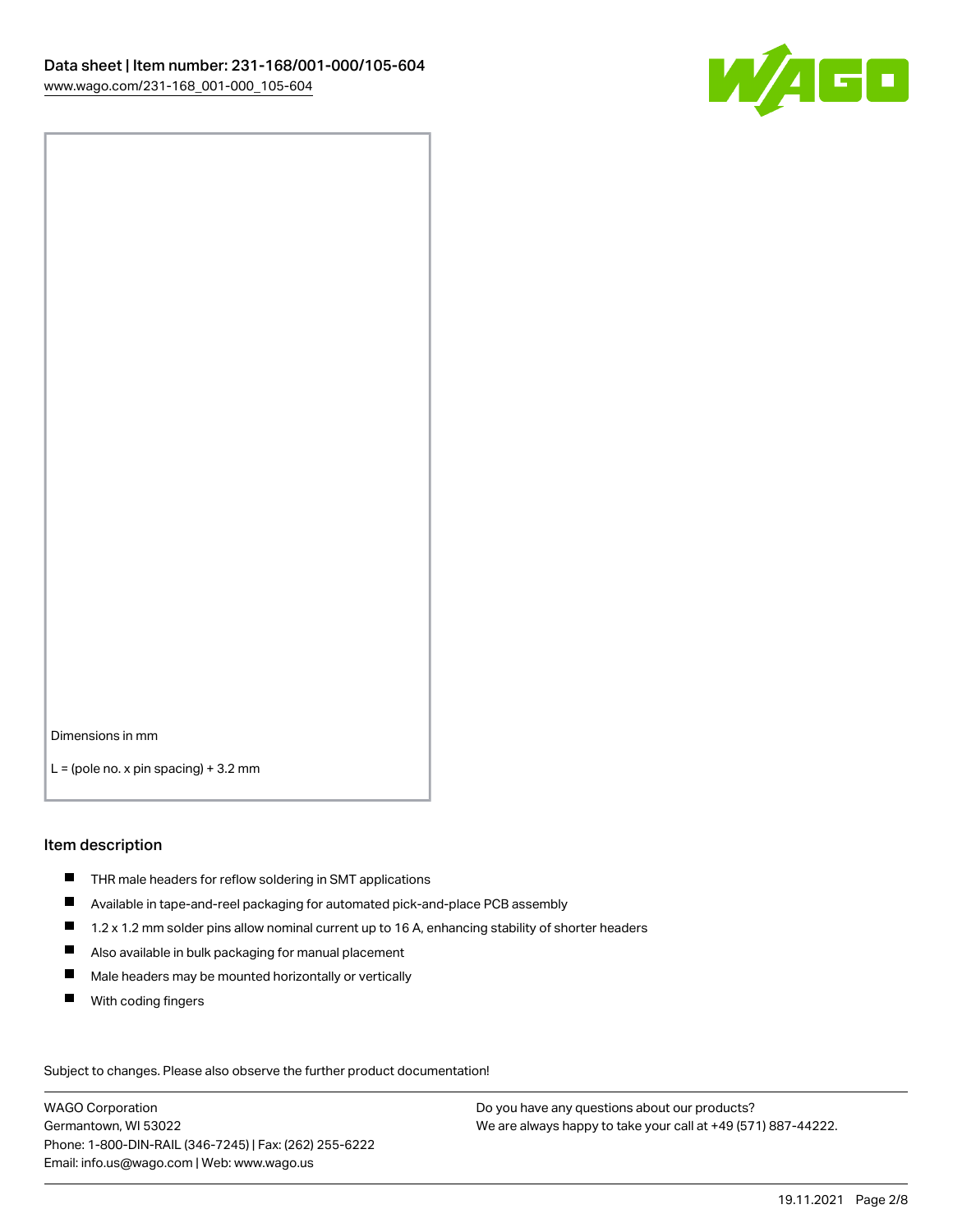Dimensions in mm

L = (pole no. x pin spacing) + 3.2 mm

## Item description

- THR male headers for reflow soldering in SMT applications
- Available in tape-and-reel packaging for automated pick-and-place PCB assembly
- 1.2 x 1.2 mm solder pins allow nominal current up to 16 A, enhancing stability of shorter headers
- Also available in bulk packaging for manual placement
- Male headers may be mounted horizontally or vertically
- With coding fingers

Subject to changes. Please also observe the further product documentation!

WAGO Corporation
Germantown, WI 53022
Phone: 1-800-DIN-RAIL (346-7245) | Fax: (262) 255-6222
Email: info.us@wago.com | Web: www.wago.us

Do you have any questions about our products?
We are always happy to take your call at +49 (571) 887-44222.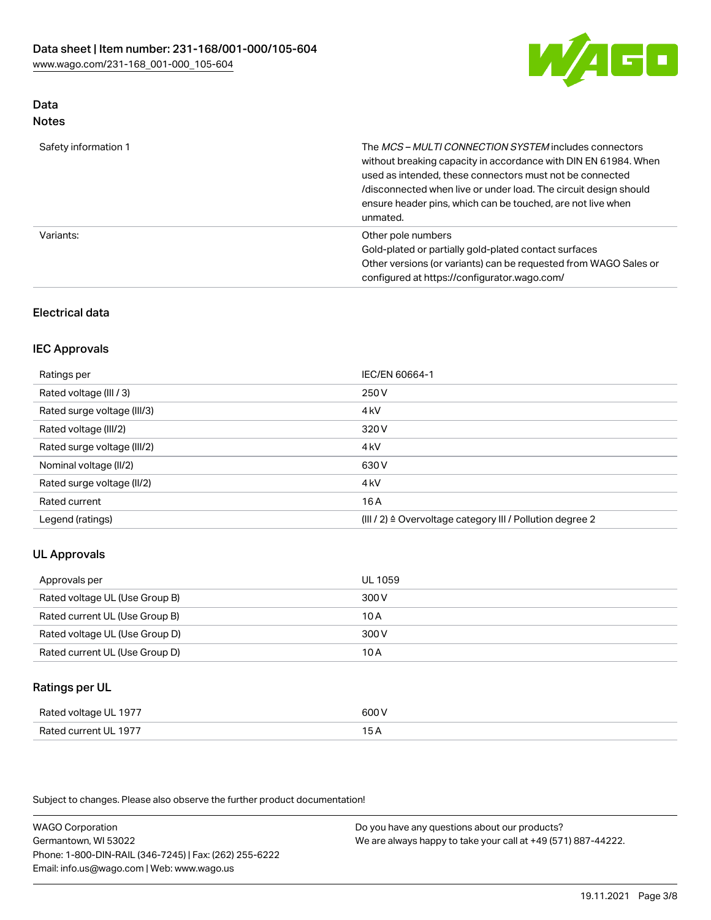## Data
### Notes

| | |
|---|---|
| Safety information 1 | The *MCS – MULTI CONNECTION SYSTEM* includes connectors without breaking capacity in accordance with DIN EN 61984. When used as intended, these connectors must not be connected /disconnected when live or under load. The circuit design should ensure header pins, which can be touched, are not live when unmated. |
| Variants: | Other pole numbers<br>Gold-plated or partially gold-plated contact surfaces<br>Other versions (or variants) can be requested from WAGO Sales or configured at https://configurator.wago.com/ |

## Electrical data

### IEC Approvals

| | |
|---|---|
| Ratings per | IEC/EN 60664-1 |
| Rated voltage (III / 3) | 250 V |
| Rated surge voltage (III/3) | 4 kV |
| Rated voltage (III/2) | 320 V |
| Rated surge voltage (III/2) | 4 kV |
| Nominal voltage (II/2) | 630 V |
| Rated surge voltage (II/2) | 4 kV |
| Rated current | 16 A |
| Legend (ratings) | (III / 2) ≙ Overvoltage category III / Pollution degree 2 |

### UL Approvals

| | |
|---|---|
| Approvals per | UL 1059 |
| Rated voltage UL (Use Group B) | 300 V |
| Rated current UL (Use Group B) | 10 A |
| Rated voltage UL (Use Group D) | 300 V |
| Rated current UL (Use Group D) | 10 A |

### Ratings per UL

| | |
|---|---|
| Rated voltage UL 1977 | 600 V |
| Rated current UL 1977 | 15 A |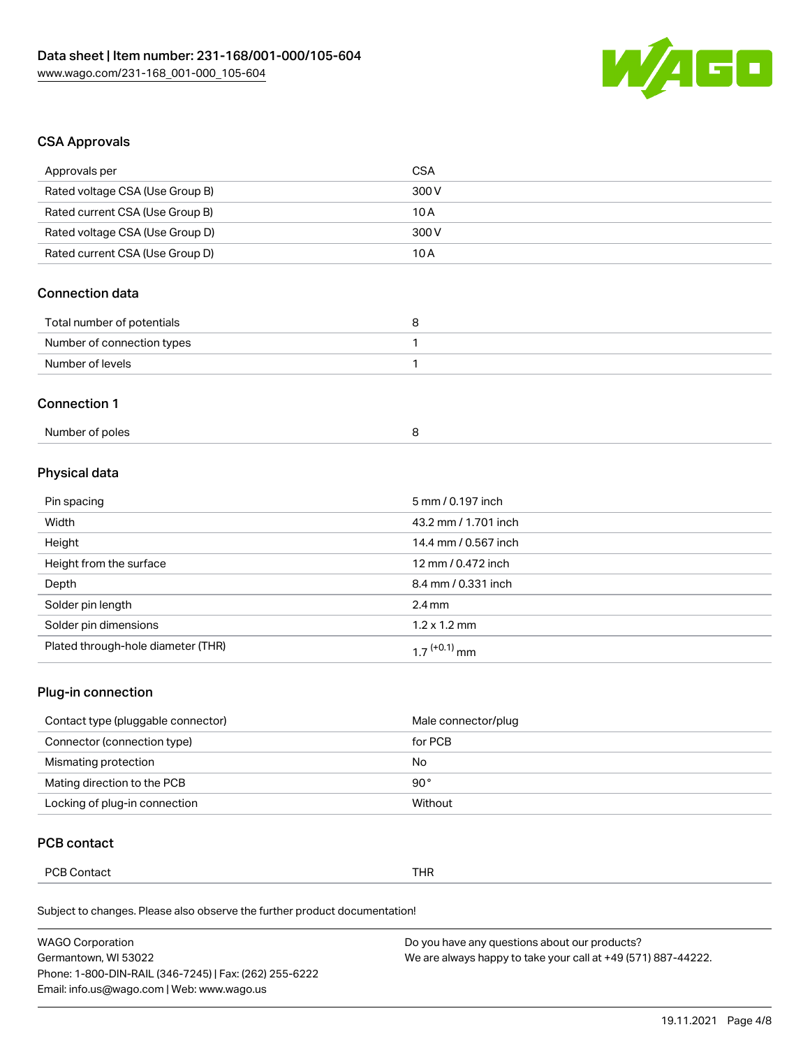## CSA Approvals

| Approvals per | CSA |
| --- | --- |
| Rated voltage CSA (Use Group B) | 300 V |
| Rated current CSA (Use Group B) | 10 A |
| Rated voltage CSA (Use Group D) | 300 V |
| Rated current CSA (Use Group D) | 10 A |

## Connection data

| Total number of potentials | 8 |
| --- | --- |
| Number of connection types | 1 |
| Number of levels | 1 |

## Connection 1

| Number of poles | 8 |
| --- | --- |

## Physical data

| Pin spacing | 5 mm / 0.197 inch |
| --- | --- |
| Width | 43.2 mm / 1.701 inch |
| Height | 14.4 mm / 0.567 inch |
| Height from the surface | 12 mm / 0.472 inch |
| Depth | 8.4 mm / 0.331 inch |
| Solder pin length | 2.4 mm |
| Solder pin dimensions | 1.2 x 1.2 mm |
| Plated through-hole diameter (THR) | $1.7^{(+0.1)}$ mm |

## Plug-in connection

| Contact type (pluggable connector) | Male connector/plug |
| --- | --- |
| Connector (connection type) | for PCB |
| Mismating protection | No |
| Mating direction to the PCB | 90 ° |
| Locking of plug-in connection | Without |

## PCB contact

| PCB Contact | THR |
| --- | --- |

Subject to changes. Please also observe the further product documentation!

WAGO Corporation
Germantown, WI 53022
Phone: 1-800-DIN-RAIL (346-7245) | Fax: (262) 255-6222
Email: info.us@wago.com | Web: www.wago.us

Do you have any questions about our products?
We are always happy to take your call at +49 (571) 887-44222.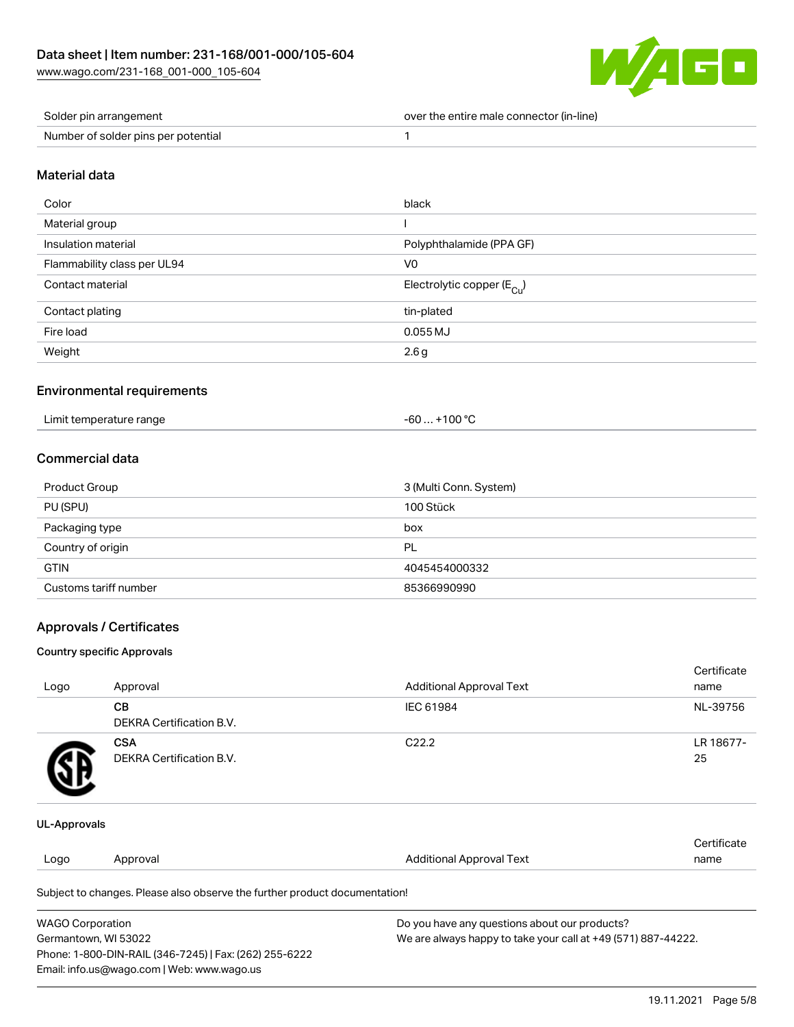| | |
|---|---|
| Solder pin arrangement | over the entire male connector (in-line) |
| Number of solder pins per potential | 1 |

## Material data

| | |
|---|---|
| Color | black |
| Material group | I |
| Insulation material | Polyphthalamide (PPA GF) |
| Flammability class per UL94 | V0 |
| Contact material | Electrolytic copper ($E_{Cu}$) |
| Contact plating | tin-plated |
| Fire load | 0.055 MJ |
| Weight | 2.6 g |

## Environmental requirements

| | |
|---|---|
| Limit temperature range | -60 … +100 °C |

## Commercial data

| | |
|---|---|
| Product Group | 3 (Multi Conn. System) |
| PU (SPU) | 100 Stück |
| Packaging type | box |
| Country of origin | PL |
| GTIN | 4045454000332 |
| Customs tariff number | 85366990990 |

## Approvals / Certificates

### Country specific Approvals

| Logo | Approval | Additional Approval Text | Certificate name |
|---|---|---|---|
| | **CB** DEKRA Certification B.V. | IEC 61984 | NL-39756 |
| | **CSA** DEKRA Certification B.V. | C22.2 | LR 18677-25 |

### UL-Approvals

| Logo | Approval | Additional Approval Text | Certificate name |
|---|---|---|---|

Subject to changes. Please also observe the further product documentation!

WAGO Corporation
Germantown, WI 53022
Phone: 1-800-DIN-RAIL (346-7245) | Fax: (262) 255-6222
Email: info.us@wago.com | Web: www.wago.us

Do you have any questions about our products?
We are always happy to take your call at +49 (571) 887-44222.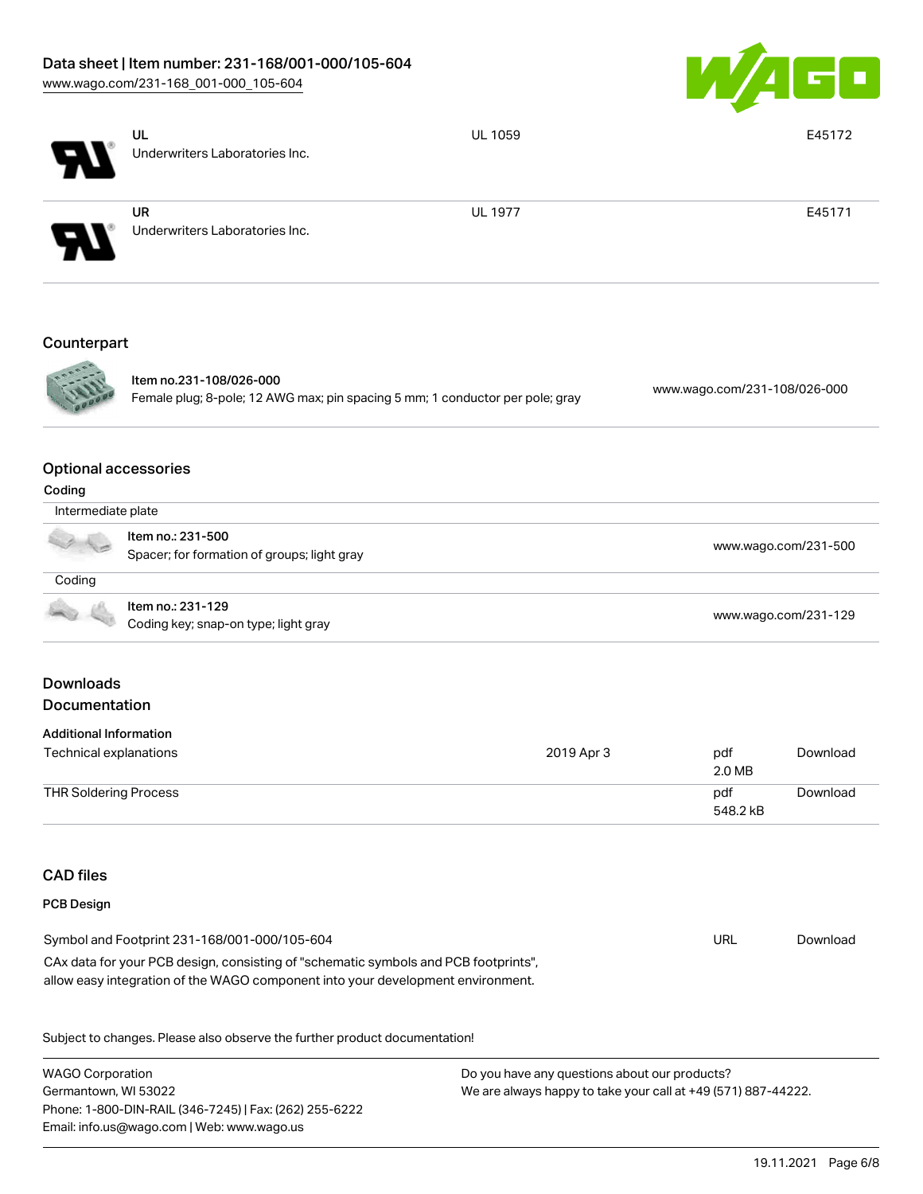| | | | |
|---|---|---|---|
| | **UL**<br>Underwriters Laboratories Inc. | UL 1059 | E45172 |
| | **UR**<br>Underwriters Laboratories Inc. | UL 1977 | E45171 |

## Counterpart

| | | |
|---|---|---|
| | **Item no.231-108/026-000**<br>Female plug; 8-pole; 12 AWG max; pin spacing 5 mm; 1 conductor per pole; gray | www.wago.com/231-108/026-000 |

## Optional accessories

### Coding

| | | |
|---|---|---|
| Intermediate plate | | |
| | **Item no.: 231-500**<br>Spacer; for formation of groups; light gray | www.wago.com/231-500 |
| Coding | | |
| | **Item no.: 231-129**<br>Coding key; snap-on type; light gray | www.wago.com/231-129 |

## Downloads

## Documentation

### Additional Information

| | | | |
|---|---|---|---|
| Technical explanations | 2019 Apr 3 | pdf<br>2.0 MB | Download |
| THR Soldering Process | | pdf<br>548.2 kB | Download |

## CAD files

### PCB Design

| | | |
|---|---|---|
| Symbol and Footprint 231-168/001-000/105-604<br>CAx data for your PCB design, consisting of "schematic symbols and PCB footprints", allow easy integration of the WAGO component into your development environment. | URL | Download |

Subject to changes. Please also observe the further product documentation!

WAGO Corporation
Germantown, WI 53022
Phone: 1-800-DIN-RAIL (346-7245) | Fax: (262) 255-6222
Email: info.us@wago.com | Web: www.wago.us

Do you have any questions about our products?
We are always happy to take your call at +49 (571) 887-44222.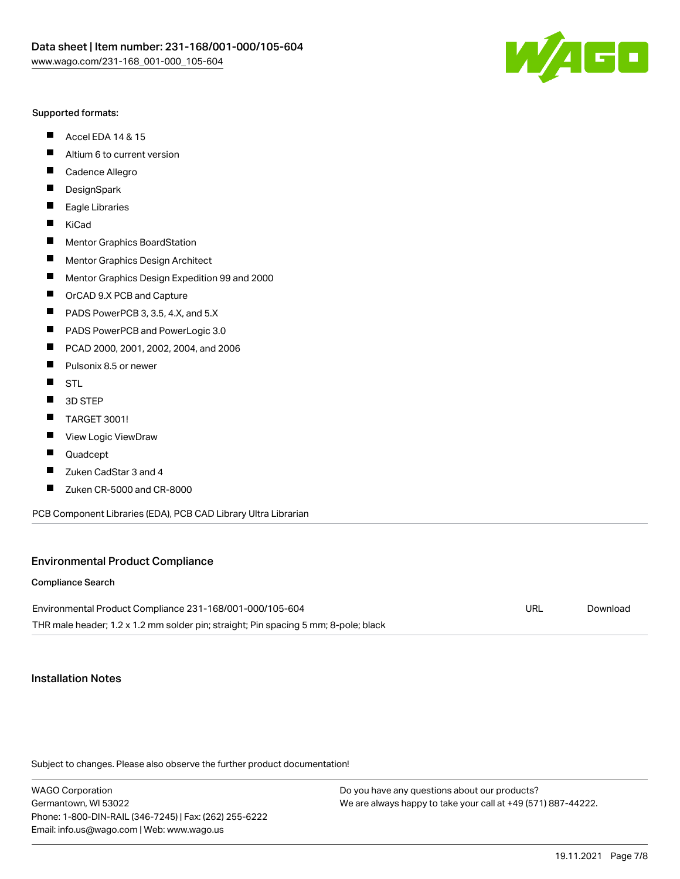Supported formats:

- Accel EDA 14 & 15
- Altium 6 to current version
- Cadence Allegro
- DesignSpark
- Eagle Libraries
- KiCad
- Mentor Graphics BoardStation
- Mentor Graphics Design Architect
- Mentor Graphics Design Expedition 99 and 2000
- OrCAD 9.X PCB and Capture
- PADS PowerPCB 3, 3.5, 4.X, and 5.X
- PADS PowerPCB and PowerLogic 3.0
- PCAD 2000, 2001, 2002, 2004, and 2006
- Pulsonix 8.5 or newer
- STL
- 3D STEP
- TARGET 3001!
- View Logic ViewDraw
- Quadcept
- Zuken CadStar 3 and 4
- Zuken CR-5000 and CR-8000

PCB Component Libraries (EDA), PCB CAD Library Ultra Librarian

## Environmental Product Compliance

### Compliance Search

| | | |
|---|---|---|
| Environmental Product Compliance 231-168/001-000/105-604<br>THR male header; 1.2 x 1.2 mm solder pin; straight; Pin spacing 5 mm; 8-pole; black | URL | Download |

## Installation Notes

Subject to changes. Please also observe the further product documentation!

WAGO Corporation
Germantown, WI 53022
Phone: 1-800-DIN-RAIL (346-7245) | Fax: (262) 255-6222
Email: info.us@wago.com | Web: www.wago.us

Do you have any questions about our products?
We are always happy to take your call at +49 (571) 887-44222.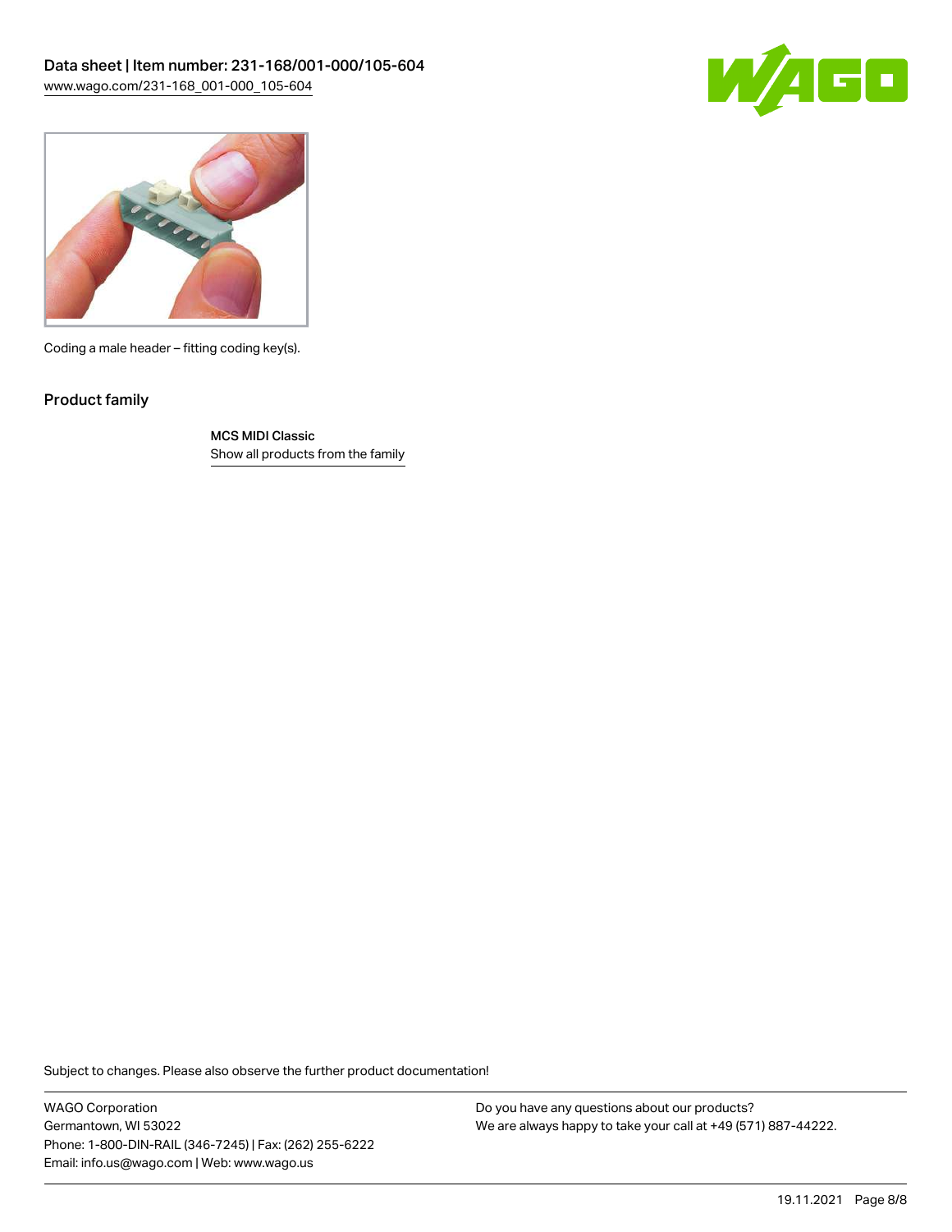Coding a male header – fitting coding key(s).

## Product family

MCS MIDI Classic
Show all products from the family

Subject to changes. Please also observe the further product documentation!

WAGO Corporation
Germantown, WI 53022
Phone: 1-800-DIN-RAIL (346-7245) | Fax: (262) 255-6222
Email: info.us@wago.com | Web: www.wago.us

Do you have any questions about our products?
We are always happy to take your call at +49 (571) 887-44222.